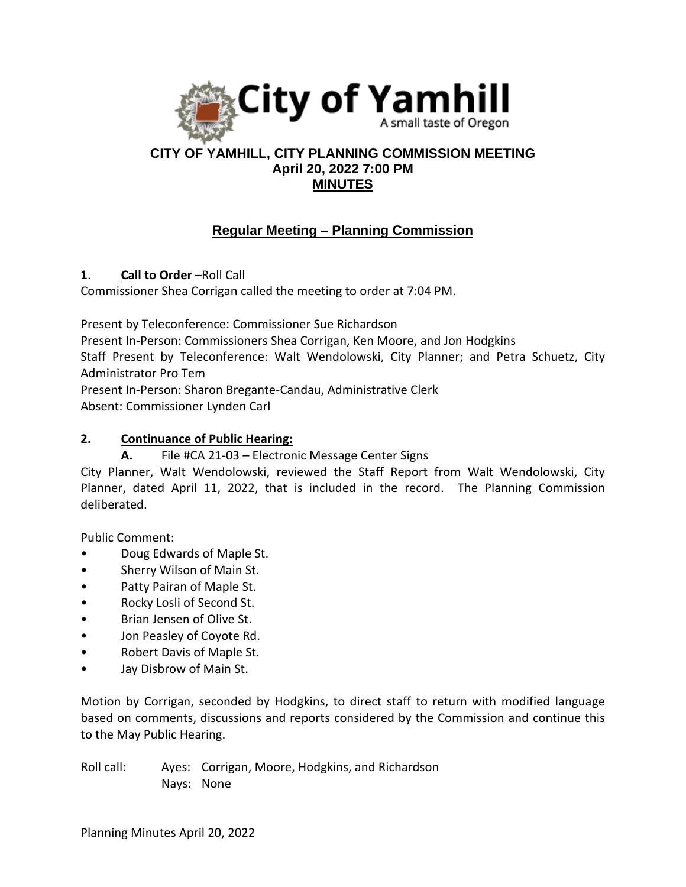City of Yamhill

A small taste of Oregon

# CITY OF YAMHILL, CITY PLANNING COMMISSION MEETING
## April 20, 2022 7:00 PM
## MINUTES

## Regular Meeting – Planning Commission

**1**. **Call to Order** –Roll Call

Commissioner Shea Corrigan called the meeting to order at 7:04 PM.

Present by Teleconference: Commissioner Sue Richardson
Present In-Person: Commissioners Shea Corrigan, Ken Moore, and Jon Hodgkins
Staff Present by Teleconference: Walt Wendolowski, City Planner; and Petra Schuetz, City Administrator Pro Tem
Present In-Person: Sharon Bregante-Candau, Administrative Clerk
Absent: Commissioner Lynden Carl

**2. Continuance of Public Hearing:**

**A.** File #CA 21-03 – Electronic Message Center Signs

City Planner, Walt Wendolowski, reviewed the Staff Report from Walt Wendolowski, City Planner, dated April 11, 2022, that is included in the record. The Planning Commission deliberated.

Public Comment:

- Doug Edwards of Maple St.
- Sherry Wilson of Main St.
- Patty Pairan of Maple St.
- Rocky Losli of Second St.
- Brian Jensen of Olive St.
- Jon Peasley of Coyote Rd.
- Robert Davis of Maple St.
- Jay Disbrow of Main St.

Motion by Corrigan, seconded by Hodgkins, to direct staff to return with modified language based on comments, discussions and reports considered by the Commission and continue this to the May Public Hearing.

Roll call: Ayes: Corrigan, Moore, Hodgkins, and Richardson
Nays: None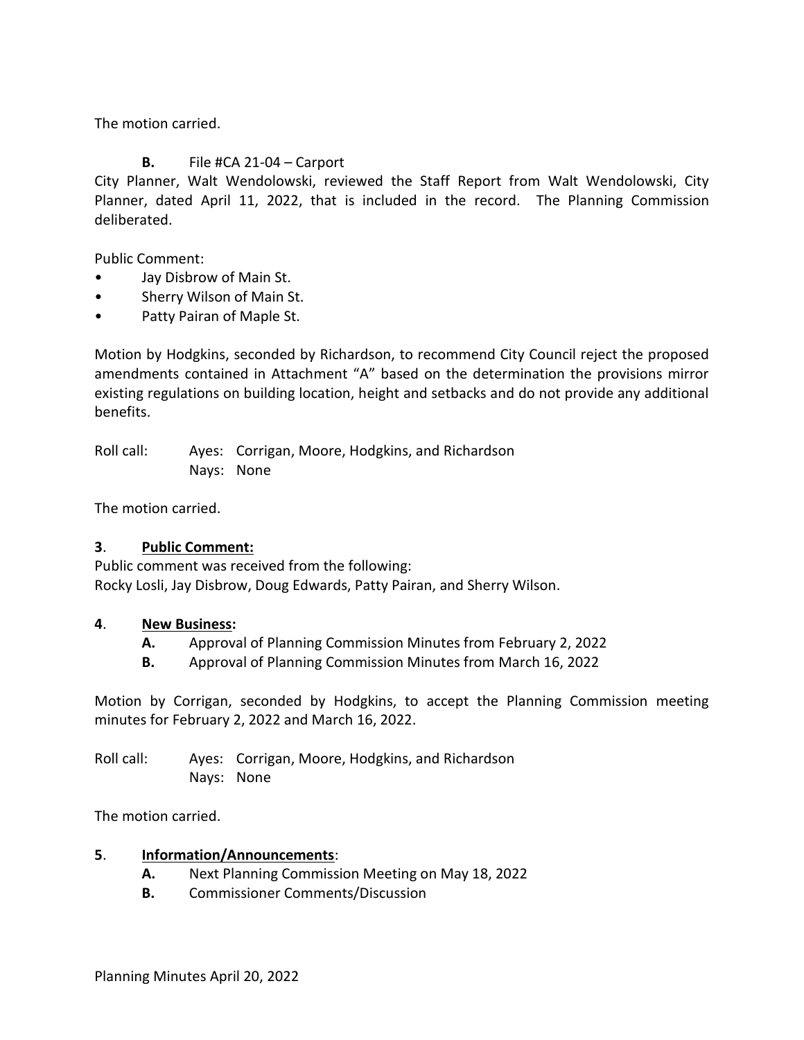The motion carried.

**B.** File #CA 21-04 – Carport

City Planner, Walt Wendolowski, reviewed the Staff Report from Walt Wendolowski, City Planner, dated April 11, 2022, that is included in the record. The Planning Commission deliberated.

Public Comment:

- Jay Disbrow of Main St.
- Sherry Wilson of Main St.
- Patty Pairan of Maple St.

Motion by Hodgkins, seconded by Richardson, to recommend City Council reject the proposed amendments contained in Attachment "A" based on the determination the provisions mirror existing regulations on building location, height and setbacks and do not provide any additional benefits.

Roll call: Ayes: Corrigan, Moore, Hodgkins, and Richardson
Nays: None

The motion carried.

**3**. **Public Comment:**

Public comment was received from the following:
Rocky Losli, Jay Disbrow, Doug Edwards, Patty Pairan, and Sherry Wilson.

**4**. **New Business:**

**A.** Approval of Planning Commission Minutes from February 2, 2022

**B.** Approval of Planning Commission Minutes from March 16, 2022

Motion by Corrigan, seconded by Hodgkins, to accept the Planning Commission meeting minutes for February 2, 2022 and March 16, 2022.

Roll call: Ayes: Corrigan, Moore, Hodgkins, and Richardson
Nays: None

The motion carried.

**5**. **Information/Announcements**:

**A.** Next Planning Commission Meeting on May 18, 2022

**B.** Commissioner Comments/Discussion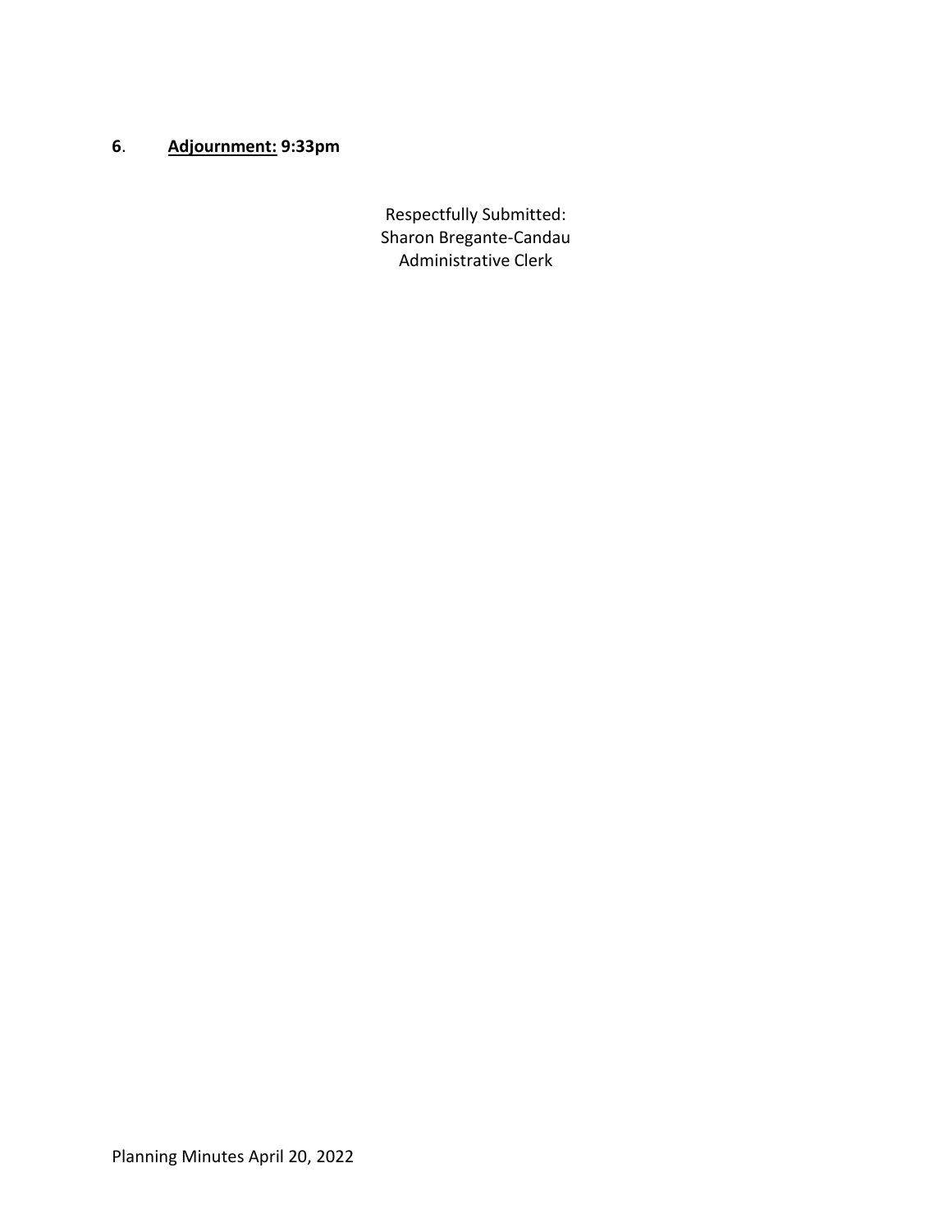**6**. **<u>Adjournment:</u> 9:33pm**

Respectfully Submitted:
Sharon Bregante-Candau
Administrative Clerk